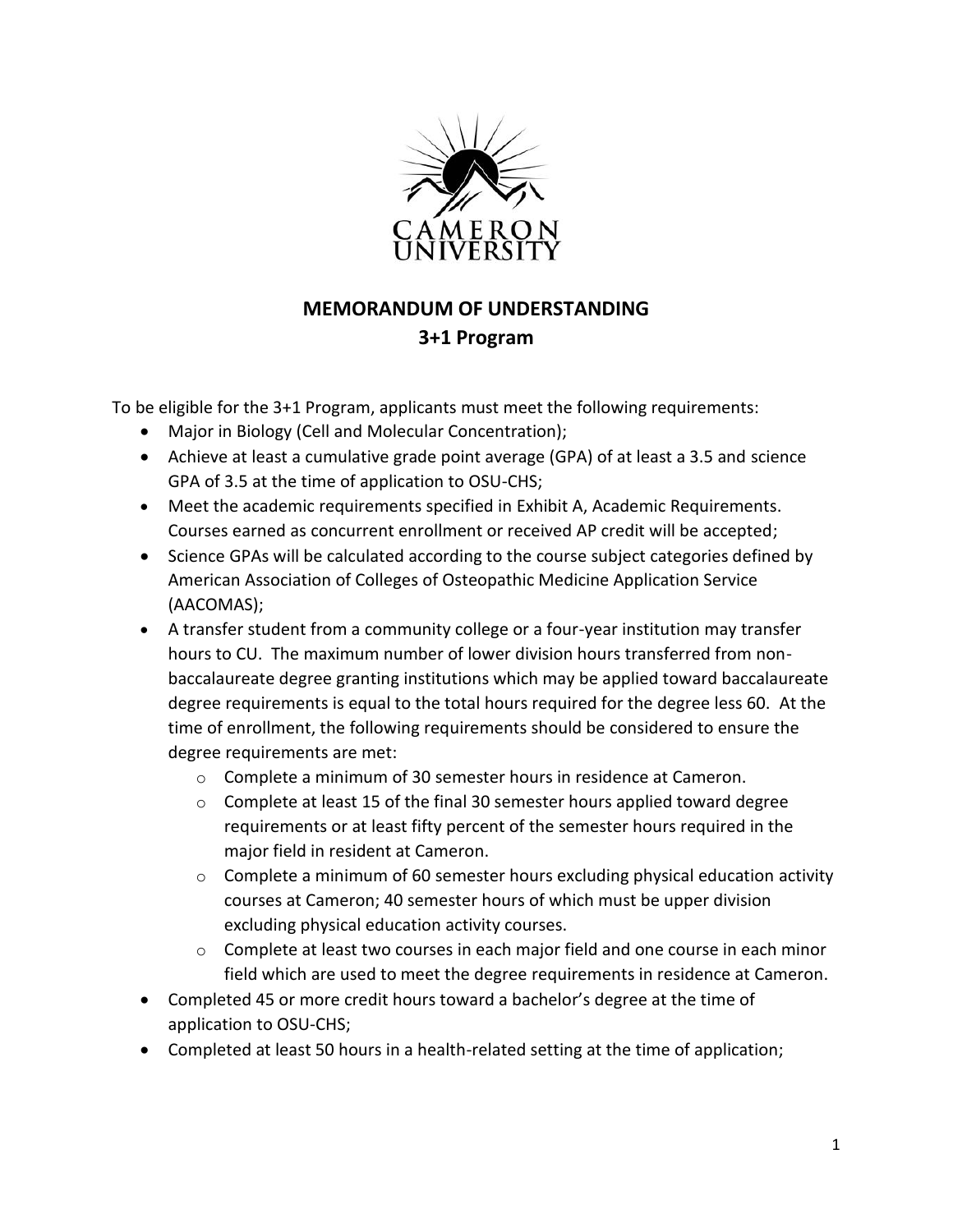CAMERON UNIVERSITY

# MEMORANDUM OF UNDERSTANDING

## 3+1 Program

To be eligible for the 3+1 Program, applicants must meet the following requirements:

- Major in Biology (Cell and Molecular Concentration);
- Achieve at least a cumulative grade point average (GPA) of at least a 3.5 and science GPA of 3.5 at the time of application to OSU-CHS;
- Meet the academic requirements specified in Exhibit A, Academic Requirements. Courses earned as concurrent enrollment or received AP credit will be accepted;
- Science GPAs will be calculated according to the course subject categories defined by American Association of Colleges of Osteopathic Medicine Application Service (AACOMAS);
- A transfer student from a community college or a four-year institution may transfer hours to CU. The maximum number of lower division hours transferred from non-baccalaureate degree granting institutions which may be applied toward baccalaureate degree requirements is equal to the total hours required for the degree less 60. At the time of enrollment, the following requirements should be considered to ensure the degree requirements are met:
  - Complete a minimum of 30 semester hours in residence at Cameron.
  - Complete at least 15 of the final 30 semester hours applied toward degree requirements or at least fifty percent of the semester hours required in the major field in resident at Cameron.
  - Complete a minimum of 60 semester hours excluding physical education activity courses at Cameron; 40 semester hours of which must be upper division excluding physical education activity courses.
  - Complete at least two courses in each major field and one course in each minor field which are used to meet the degree requirements in residence at Cameron.
- Completed 45 or more credit hours toward a bachelor's degree at the time of application to OSU-CHS;
- Completed at least 50 hours in a health-related setting at the time of application;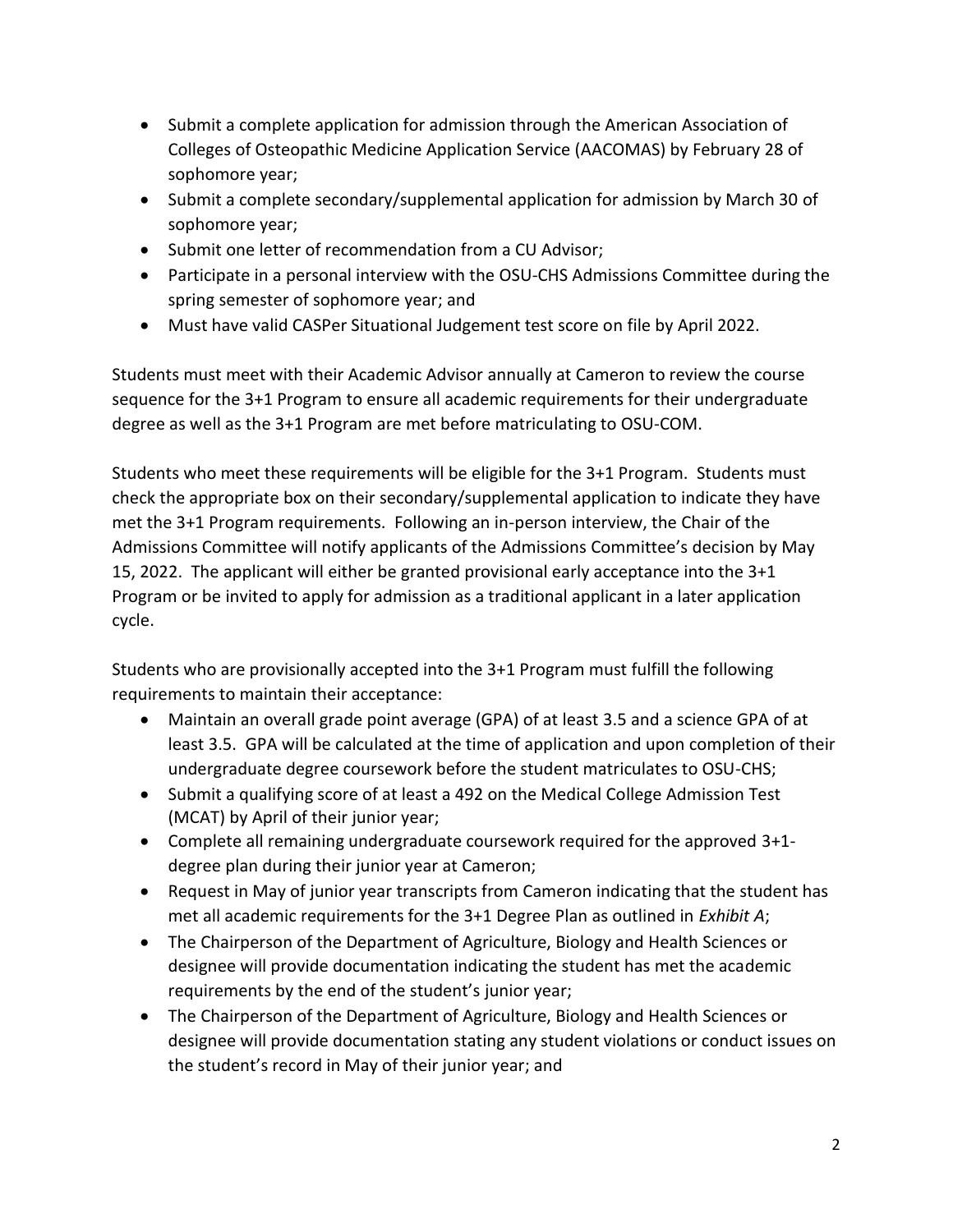- Submit a complete application for admission through the American Association of Colleges of Osteopathic Medicine Application Service (AACOMAS) by February 28 of sophomore year;
- Submit a complete secondary/supplemental application for admission by March 30 of sophomore year;
- Submit one letter of recommendation from a CU Advisor;
- Participate in a personal interview with the OSU-CHS Admissions Committee during the spring semester of sophomore year; and
- Must have valid CASPer Situational Judgement test score on file by April 2022.

Students must meet with their Academic Advisor annually at Cameron to review the course sequence for the 3+1 Program to ensure all academic requirements for their undergraduate degree as well as the 3+1 Program are met before matriculating to OSU-COM.

Students who meet these requirements will be eligible for the 3+1 Program. Students must check the appropriate box on their secondary/supplemental application to indicate they have met the 3+1 Program requirements. Following an in-person interview, the Chair of the Admissions Committee will notify applicants of the Admissions Committee's decision by May 15, 2022. The applicant will either be granted provisional early acceptance into the 3+1 Program or be invited to apply for admission as a traditional applicant in a later application cycle.

Students who are provisionally accepted into the 3+1 Program must fulfill the following requirements to maintain their acceptance:

- Maintain an overall grade point average (GPA) of at least 3.5 and a science GPA of at least 3.5. GPA will be calculated at the time of application and upon completion of their undergraduate degree coursework before the student matriculates to OSU-CHS;
- Submit a qualifying score of at least a 492 on the Medical College Admission Test (MCAT) by April of their junior year;
- Complete all remaining undergraduate coursework required for the approved 3+1-degree plan during their junior year at Cameron;
- Request in May of junior year transcripts from Cameron indicating that the student has met all academic requirements for the 3+1 Degree Plan as outlined in *Exhibit A*;
- The Chairperson of the Department of Agriculture, Biology and Health Sciences or designee will provide documentation indicating the student has met the academic requirements by the end of the student's junior year;
- The Chairperson of the Department of Agriculture, Biology and Health Sciences or designee will provide documentation stating any student violations or conduct issues on the student's record in May of their junior year; and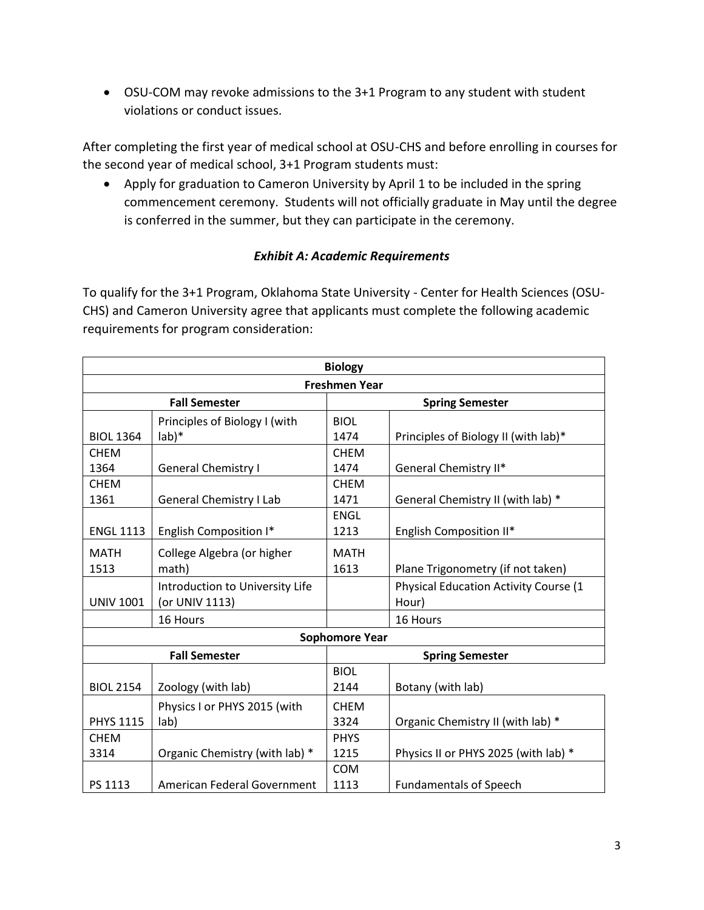- OSU-COM may revoke admissions to the 3+1 Program to any student with student violations or conduct issues.

After completing the first year of medical school at OSU-CHS and before enrolling in courses for the second year of medical school, 3+1 Program students must:

- Apply for graduation to Cameron University by April 1 to be included in the spring commencement ceremony. Students will not officially graduate in May until the degree is conferred in the summer, but they can participate in the ceremony.

### *Exhibit A: Academic Requirements*

To qualify for the 3+1 Program, Oklahoma State University - Center for Health Sciences (OSU-CHS) and Cameron University agree that applicants must complete the following academic requirements for program consideration:

| **Biology** | | | |
|---|---|---|---|
| **Freshmen Year** | | | |
| **Fall Semester** | | **Spring Semester** | |
| BIOL 1364 | Principles of Biology I (with lab)* | BIOL 1474 | Principles of Biology II (with lab)* |
| CHEM 1364 | General Chemistry I | CHEM 1474 | General Chemistry II* |
| CHEM 1361 | General Chemistry I Lab | CHEM 1471 | General Chemistry II (with lab) * |
| ENGL 1113 | English Composition I* | ENGL 1213 | English Composition II* |
| MATH 1513 | College Algebra (or higher math) | MATH 1613 | Plane Trigonometry (if not taken) |
| UNIV 1001 | Introduction to University Life (or UNIV 1113) | | Physical Education Activity Course (1 Hour) |
| | 16 Hours | | 16 Hours |
| **Sophomore Year** | | | |
| **Fall Semester** | | **Spring Semester** | |
| BIOL 2154 | Zoology (with lab) | BIOL 2144 | Botany (with lab) |
| PHYS 1115 | Physics I or PHYS 2015 (with lab) | CHEM 3324 | Organic Chemistry II (with lab) * |
| CHEM 3314 | Organic Chemistry (with lab) * | PHYS 1215 | Physics II or PHYS 2025 (with lab) * |
| PS 1113 | American Federal Government | COM 1113 | Fundamentals of Speech |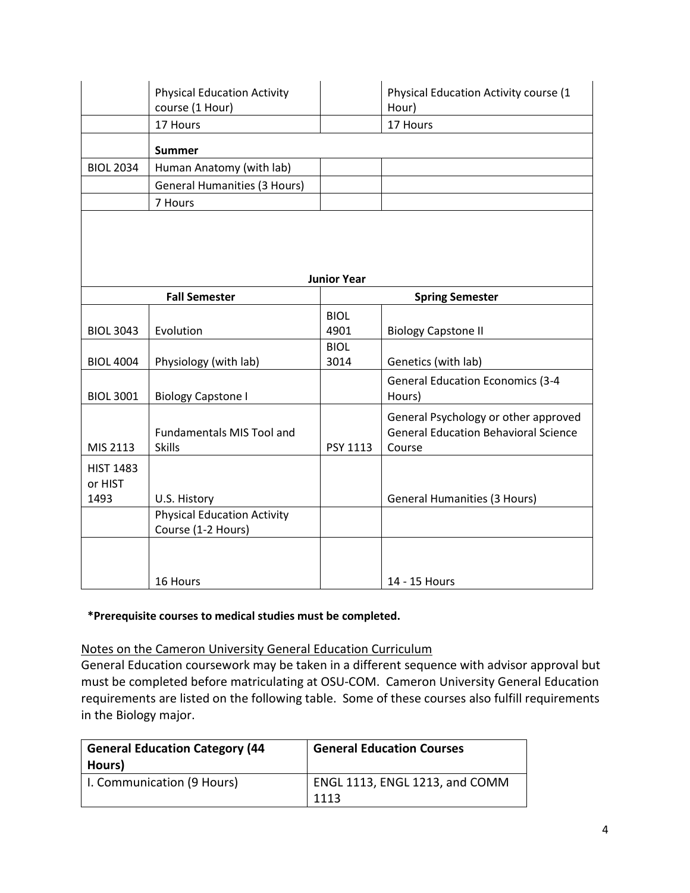| | | | |
|---|---|---|---|
| | Physical Education Activity course (1 Hour) | | Physical Education Activity course (1 Hour) |
| | 17 Hours | | 17 Hours |
| | **Summer** | | |
| BIOL 2034 | Human Anatomy (with lab) | | |
| | General Humanities (3 Hours) | | |
| | 7 Hours | | |

**Junior Year**

| Fall Semester | | Spring Semester | |
|---|---|---|---|
| BIOL 3043 | Evolution | BIOL 4901 | Biology Capstone II |
| BIOL 4004 | Physiology (with lab) | BIOL 3014 | Genetics (with lab) |
| BIOL 3001 | Biology Capstone I | | General Education Economics (3-4 Hours) |
| MIS 2113 | Fundamentals MIS Tool and Skills | PSY 1113 | General Psychology or other approved General Education Behavioral Science Course |
| HIST 1483 or HIST 1493 | U.S. History | | General Humanities (3 Hours) |
| | Physical Education Activity Course (1-2 Hours) | | |
| | 16 Hours | | 14 - 15 Hours |

**\*Prerequisite courses to medical studies must be completed.**

Notes on the Cameron University General Education Curriculum

General Education coursework may be taken in a different sequence with advisor approval but must be completed before matriculating at OSU-COM. Cameron University General Education requirements are listed on the following table. Some of these courses also fulfill requirements in the Biology major.

| General Education Category (44 Hours) | General Education Courses |
|---|---|
| I. Communication (9 Hours) | ENGL 1113, ENGL 1213, and COMM 1113 |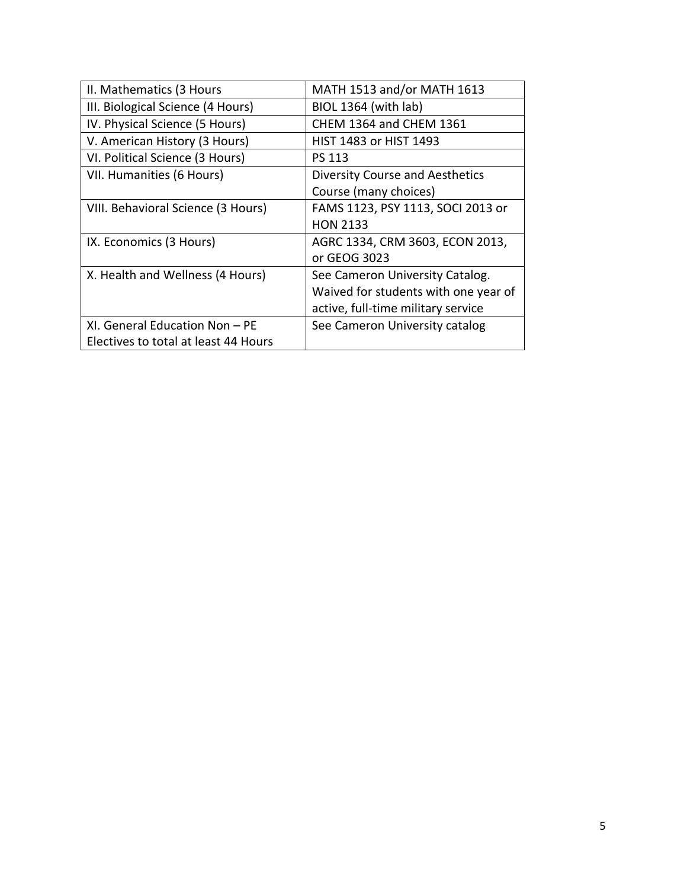| | |
|---|---|
| II. Mathematics (3 Hours | MATH 1513 and/or MATH 1613 |
| III. Biological Science (4 Hours) | BIOL 1364 (with lab) |
| IV. Physical Science (5 Hours) | CHEM 1364 and CHEM 1361 |
| V. American History (3 Hours) | HIST 1483 or HIST 1493 |
| VI. Political Science (3 Hours) | PS 113 |
| VII. Humanities (6 Hours) | Diversity Course and Aesthetics Course (many choices) |
| VIII. Behavioral Science (3 Hours) | FAMS 1123, PSY 1113, SOCI 2013 or HON 2133 |
| IX. Economics (3 Hours) | AGRC 1334, CRM 3603, ECON 2013, or GEOG 3023 |
| X. Health and Wellness (4 Hours) | See Cameron University Catalog. Waived for students with one year of active, full-time military service |
| XI. General Education Non – PE Electives to total at least 44 Hours | See Cameron University catalog |